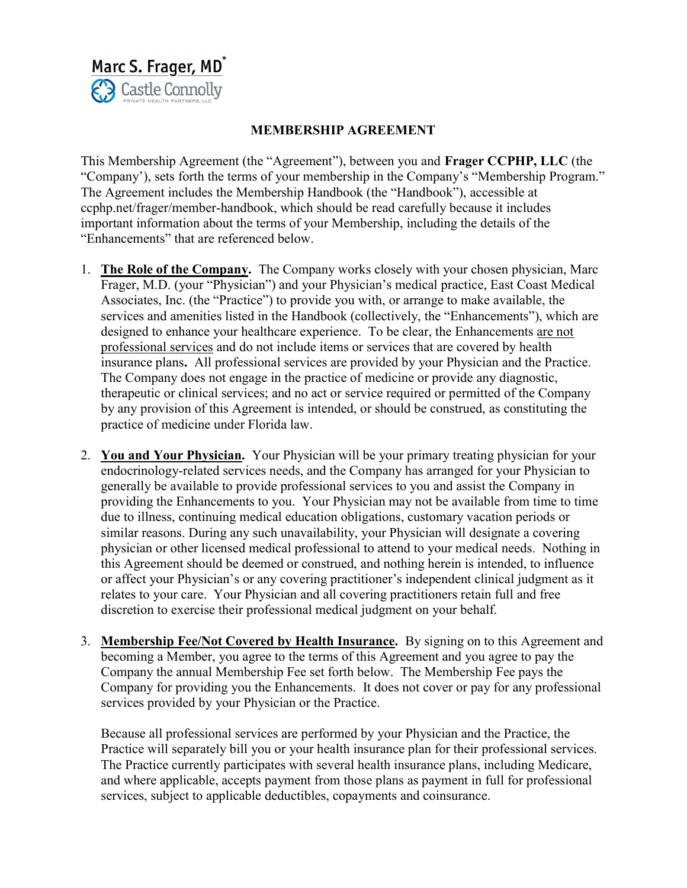Marc S. Frager, MD*
Castle Connolly
PRIVATE HEALTH PARTNERS, LLC

# MEMBERSHIP AGREEMENT

This Membership Agreement (the "Agreement"), between you and **Frager CCPHP, LLC** (the "Company'), sets forth the terms of your membership in the Company's "Membership Program." The Agreement includes the Membership Handbook (the "Handbook"), accessible at ccphp.net/frager/member-handbook, which should be read carefully because it includes important information about the terms of your Membership, including the details of the "Enhancements" that are referenced below.

1. **The Role of the Company.** The Company works closely with your chosen physician, Marc Frager, M.D. (your "Physician") and your Physician's medical practice, East Coast Medical Associates, Inc. (the "Practice") to provide you with, or arrange to make available, the services and amenities listed in the Handbook (collectively, the "Enhancements"), which are designed to enhance your healthcare experience. To be clear, the Enhancements are not professional services and do not include items or services that are covered by health insurance plans**.** All professional services are provided by your Physician and the Practice. The Company does not engage in the practice of medicine or provide any diagnostic, therapeutic or clinical services; and no act or service required or permitted of the Company by any provision of this Agreement is intended, or should be construed, as constituting the practice of medicine under Florida law.

2. **You and Your Physician.** Your Physician will be your primary treating physician for your endocrinology-related services needs, and the Company has arranged for your Physician to generally be available to provide professional services to you and assist the Company in providing the Enhancements to you. Your Physician may not be available from time to time due to illness, continuing medical education obligations, customary vacation periods or similar reasons. During any such unavailability, your Physician will designate a covering physician or other licensed medical professional to attend to your medical needs. Nothing in this Agreement should be deemed or construed, and nothing herein is intended, to influence or affect your Physician's or any covering practitioner's independent clinical judgment as it relates to your care. Your Physician and all covering practitioners retain full and free discretion to exercise their professional medical judgment on your behalf.

3. **Membership Fee/Not Covered by Health Insurance.** By signing on to this Agreement and becoming a Member, you agree to the terms of this Agreement and you agree to pay the Company the annual Membership Fee set forth below. The Membership Fee pays the Company for providing you the Enhancements. It does not cover or pay for any professional services provided by your Physician or the Practice.

   Because all professional services are performed by your Physician and the Practice, the Practice will separately bill you or your health insurance plan for their professional services. The Practice currently participates with several health insurance plans, including Medicare, and where applicable, accepts payment from those plans as payment in full for professional services, subject to applicable deductibles, copayments and coinsurance.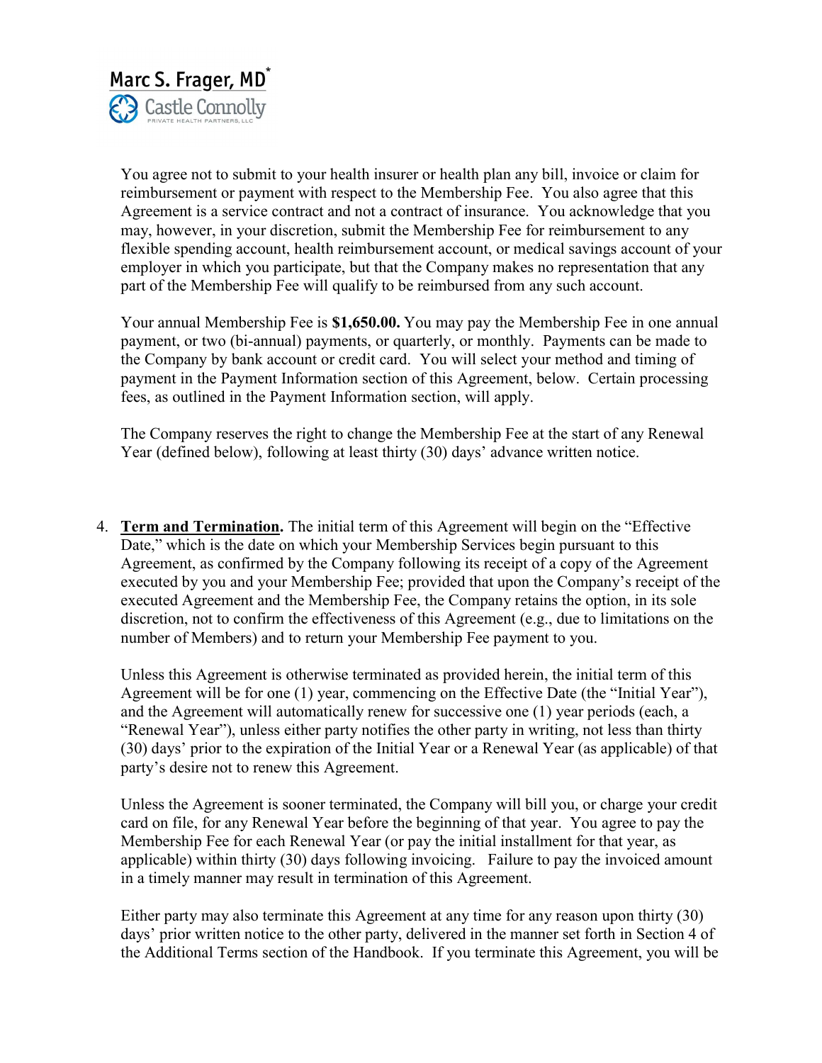You agree not to submit to your health insurer or health plan any bill, invoice or claim for reimbursement or payment with respect to the Membership Fee. You also agree that this Agreement is a service contract and not a contract of insurance. You acknowledge that you may, however, in your discretion, submit the Membership Fee for reimbursement to any flexible spending account, health reimbursement account, or medical savings account of your employer in which you participate, but that the Company makes no representation that any part of the Membership Fee will qualify to be reimbursed from any such account.

Your annual Membership Fee is **$1,650.00.** You may pay the Membership Fee in one annual payment, or two (bi-annual) payments, or quarterly, or monthly. Payments can be made to the Company by bank account or credit card. You will select your method and timing of payment in the Payment Information section of this Agreement, below. Certain processing fees, as outlined in the Payment Information section, will apply.

The Company reserves the right to change the Membership Fee at the start of any Renewal Year (defined below), following at least thirty (30) days' advance written notice.

4. **Term and Termination.** The initial term of this Agreement will begin on the "Effective Date," which is the date on which your Membership Services begin pursuant to this Agreement, as confirmed by the Company following its receipt of a copy of the Agreement executed by you and your Membership Fee; provided that upon the Company's receipt of the executed Agreement and the Membership Fee, the Company retains the option, in its sole discretion, not to confirm the effectiveness of this Agreement (e.g., due to limitations on the number of Members) and to return your Membership Fee payment to you.

   Unless this Agreement is otherwise terminated as provided herein, the initial term of this Agreement will be for one (1) year, commencing on the Effective Date (the "Initial Year"), and the Agreement will automatically renew for successive one (1) year periods (each, a "Renewal Year"), unless either party notifies the other party in writing, not less than thirty (30) days' prior to the expiration of the Initial Year or a Renewal Year (as applicable) of that party's desire not to renew this Agreement.

   Unless the Agreement is sooner terminated, the Company will bill you, or charge your credit card on file, for any Renewal Year before the beginning of that year. You agree to pay the Membership Fee for each Renewal Year (or pay the initial installment for that year, as applicable) within thirty (30) days following invoicing. Failure to pay the invoiced amount in a timely manner may result in termination of this Agreement.

   Either party may also terminate this Agreement at any time for any reason upon thirty (30) days' prior written notice to the other party, delivered in the manner set forth in Section 4 of the Additional Terms section of the Handbook. If you terminate this Agreement, you will be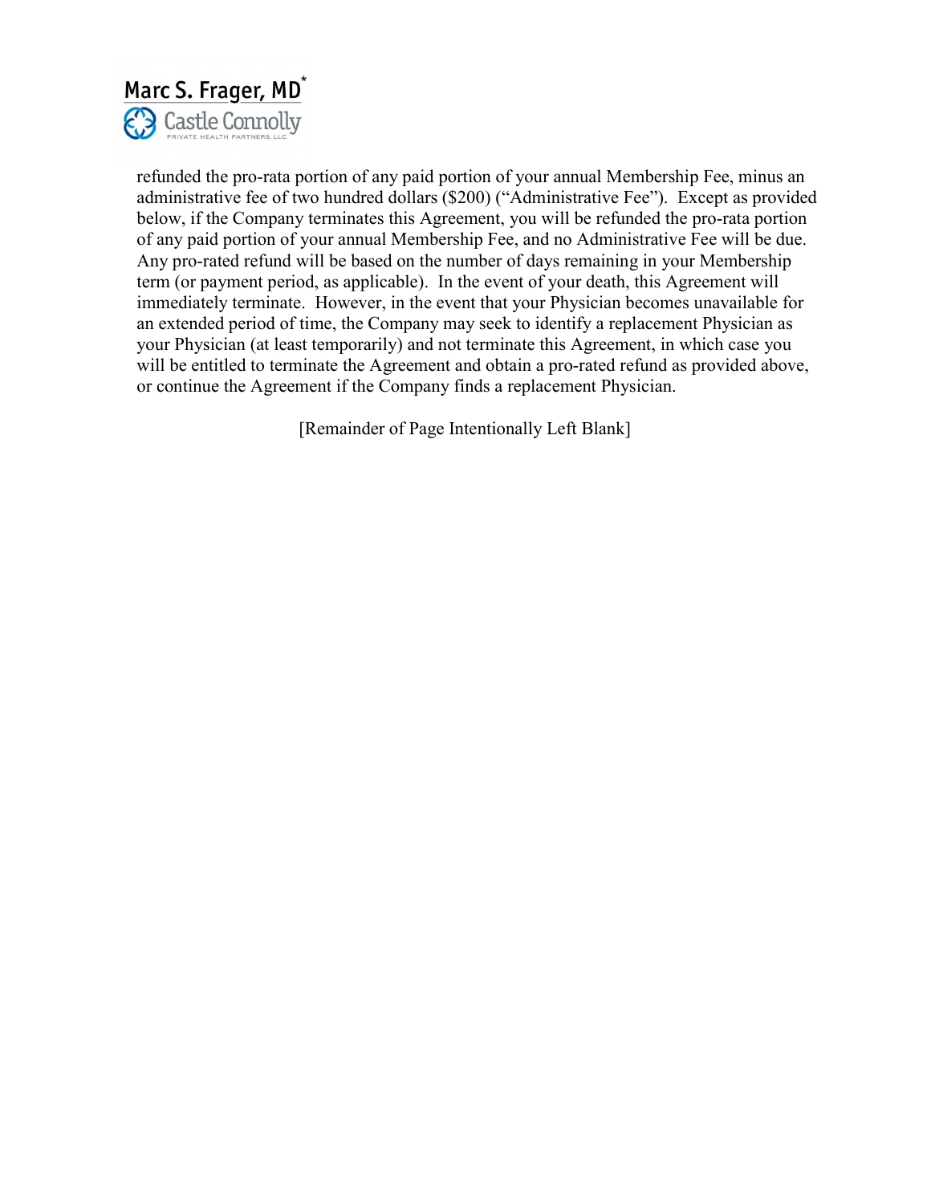refunded the pro-rata portion of any paid portion of your annual Membership Fee, minus an administrative fee of two hundred dollars ($200) ("Administrative Fee"). Except as provided below, if the Company terminates this Agreement, you will be refunded the pro-rata portion of any paid portion of your annual Membership Fee, and no Administrative Fee will be due. Any pro-rated refund will be based on the number of days remaining in your Membership term (or payment period, as applicable). In the event of your death, this Agreement will immediately terminate. However, in the event that your Physician becomes unavailable for an extended period of time, the Company may seek to identify a replacement Physician as your Physician (at least temporarily) and not terminate this Agreement, in which case you will be entitled to terminate the Agreement and obtain a pro-rated refund as provided above, or continue the Agreement if the Company finds a replacement Physician.

[Remainder of Page Intentionally Left Blank]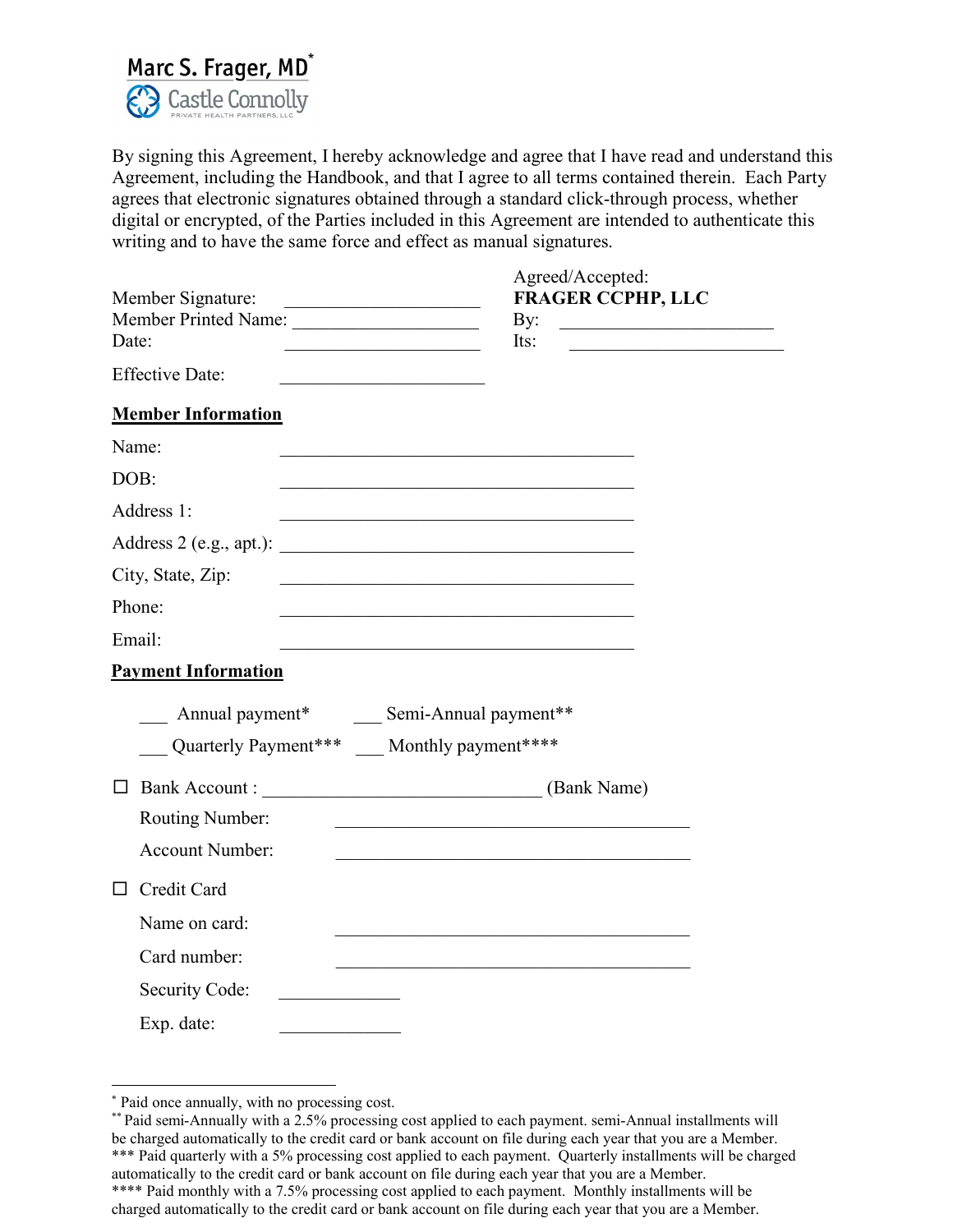**Marc S. Frager, MD***

Castle Connolly
PRIVATE HEALTH PARTNERS, LLC

By signing this Agreement, I hereby acknowledge and agree that I have read and understand this Agreement, including the Handbook, and that I agree to all terms contained therein. Each Party agrees that electronic signatures obtained through a standard click-through process, whether digital or encrypted, of the Parties included in this Agreement are intended to authenticate this writing and to have the same force and effect as manual signatures.

| | |
|---|---|
| Member Signature: ____________________ | Agreed/Accepted: |
| Member Printed Name: ____________________ | **FRAGER CCPHP, LLC** |
| Date: ____________________ | By: ______________________ |
| | Its: ______________________ |

Effective Date: ____________________

**Member Information**

Name: ______________________________________

DOB: ______________________________________

Address 1: ______________________________________

Address 2 (e.g., apt.): ______________________________________

City, State, Zip: ______________________________________

Phone: ______________________________________

Email: ______________________________________

**Payment Information**

___ Annual payment* ___ Semi-Annual payment**

___ Quarterly Payment*** ___ Monthly payment****

☐ Bank Account : ______________________________ (Bank Name)

Routing Number: ______________________________________

Account Number: ______________________________________

☐ Credit Card

Name on card: ______________________________________

Card number: ______________________________________

Security Code: ____________

Exp. date: ____________

---

* Paid once annually, with no processing cost.

** Paid semi-Annually with a 2.5% processing cost applied to each payment. semi-Annual installments will be charged automatically to the credit card or bank account on file during each year that you are a Member.

*** Paid quarterly with a 5% processing cost applied to each payment. Quarterly installments will be charged automatically to the credit card or bank account on file during each year that you are a Member.

**** Paid monthly with a 7.5% processing cost applied to each payment. Monthly installments will be charged automatically to the credit card or bank account on file during each year that you are a Member.